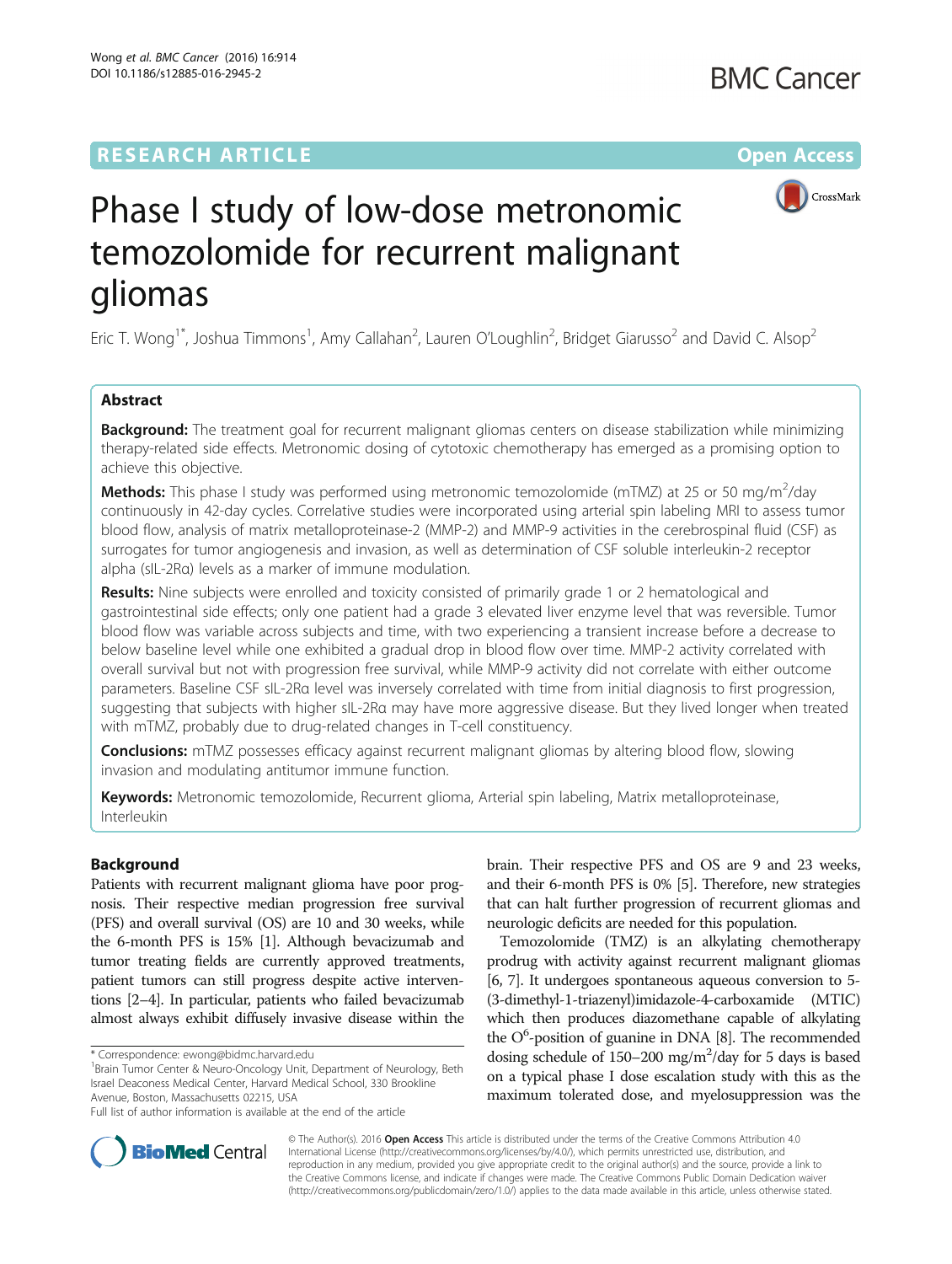RESEARCH ARTICLE

Open Access

# Phase I study of low-dose metronomic temozolomide for recurrent malignant gliomas

Eric T. Wong[1*], Joshua Timmons[1], Amy Callahan[2], Lauren O'Loughlin[2], Bridget Giarusso[2] and David C. Alsop[2]

## Abstract

**Background:** The treatment goal for recurrent malignant gliomas centers on disease stabilization while minimizing therapy-related side effects. Metronomic dosing of cytotoxic chemotherapy has emerged as a promising option to achieve this objective.

**Methods:** This phase I study was performed using metronomic temozolomide (mTMZ) at 25 or 50 mg/m$^2$/day continuously in 42-day cycles. Correlative studies were incorporated using arterial spin labeling MRI to assess tumor blood flow, analysis of matrix metalloproteinase-2 (MMP-2) and MMP-9 activities in the cerebrospinal fluid (CSF) as surrogates for tumor angiogenesis and invasion, as well as determination of CSF soluble interleukin-2 receptor alpha (sIL-2Rα) levels as a marker of immune modulation.

**Results:** Nine subjects were enrolled and toxicity consisted of primarily grade 1 or 2 hematological and gastrointestinal side effects; only one patient had a grade 3 elevated liver enzyme level that was reversible. Tumor blood flow was variable across subjects and time, with two experiencing a transient increase before a decrease to below baseline level while one exhibited a gradual drop in blood flow over time. MMP-2 activity correlated with overall survival but not with progression free survival, while MMP-9 activity did not correlate with either outcome parameters. Baseline CSF sIL-2Rα level was inversely correlated with time from initial diagnosis to first progression, suggesting that subjects with higher sIL-2Rα may have more aggressive disease. But they lived longer when treated with mTMZ, probably due to drug-related changes in T-cell constituency.

**Conclusions:** mTMZ possesses efficacy against recurrent malignant gliomas by altering blood flow, slowing invasion and modulating antitumor immune function.

**Keywords:** Metronomic temozolomide, Recurrent glioma, Arterial spin labeling, Matrix metalloproteinase, Interleukin

## Background

Patients with recurrent malignant glioma have poor prognosis. Their respective median progression free survival (PFS) and overall survival (OS) are 10 and 30 weeks, while the 6-month PFS is 15% [1]. Although bevacizumab and tumor treating fields are currently approved treatments, patient tumors can still progress despite active interventions [2–4]. In particular, patients who failed bevacizumab almost always exhibit diffusely invasive disease within the brain. Their respective PFS and OS are 9 and 23 weeks, and their 6-month PFS is 0% [5]. Therefore, new strategies that can halt further progression of recurrent gliomas and neurologic deficits are needed for this population.

Temozolomide (TMZ) is an alkylating chemotherapy prodrug with activity against recurrent malignant gliomas [6, 7]. It undergoes spontaneous aqueous conversion to 5-(3-dimethyl-1-triazenyl)imidazole-4-carboxamide (MTIC) which then produces diazomethane capable of alkylating the O$^6$-position of guanine in DNA [8]. The recommended dosing schedule of 150–200 mg/m$^2$/day for 5 days is based on a typical phase I dose escalation study with this as the maximum tolerated dose, and myelosuppression was the

\* Correspondence: ewong@bidmc.harvard.edu
[1]Brain Tumor Center & Neuro-Oncology Unit, Department of Neurology, Beth Israel Deaconess Medical Center, Harvard Medical School, 330 Brookline Avenue, Boston, Massachusetts 02215, USA
Full list of author information is available at the end of the article

© The Author(s). 2016 **Open Access** This article is distributed under the terms of the Creative Commons Attribution 4.0 International License (http://creativecommons.org/licenses/by/4.0/), which permits unrestricted use, distribution, and reproduction in any medium, provided you give appropriate credit to the original author(s) and the source, provide a link to the Creative Commons license, and indicate if changes were made. The Creative Commons Public Domain Dedication waiver (http://creativecommons.org/publicdomain/zero/1.0/) applies to the data made available in this article, unless otherwise stated.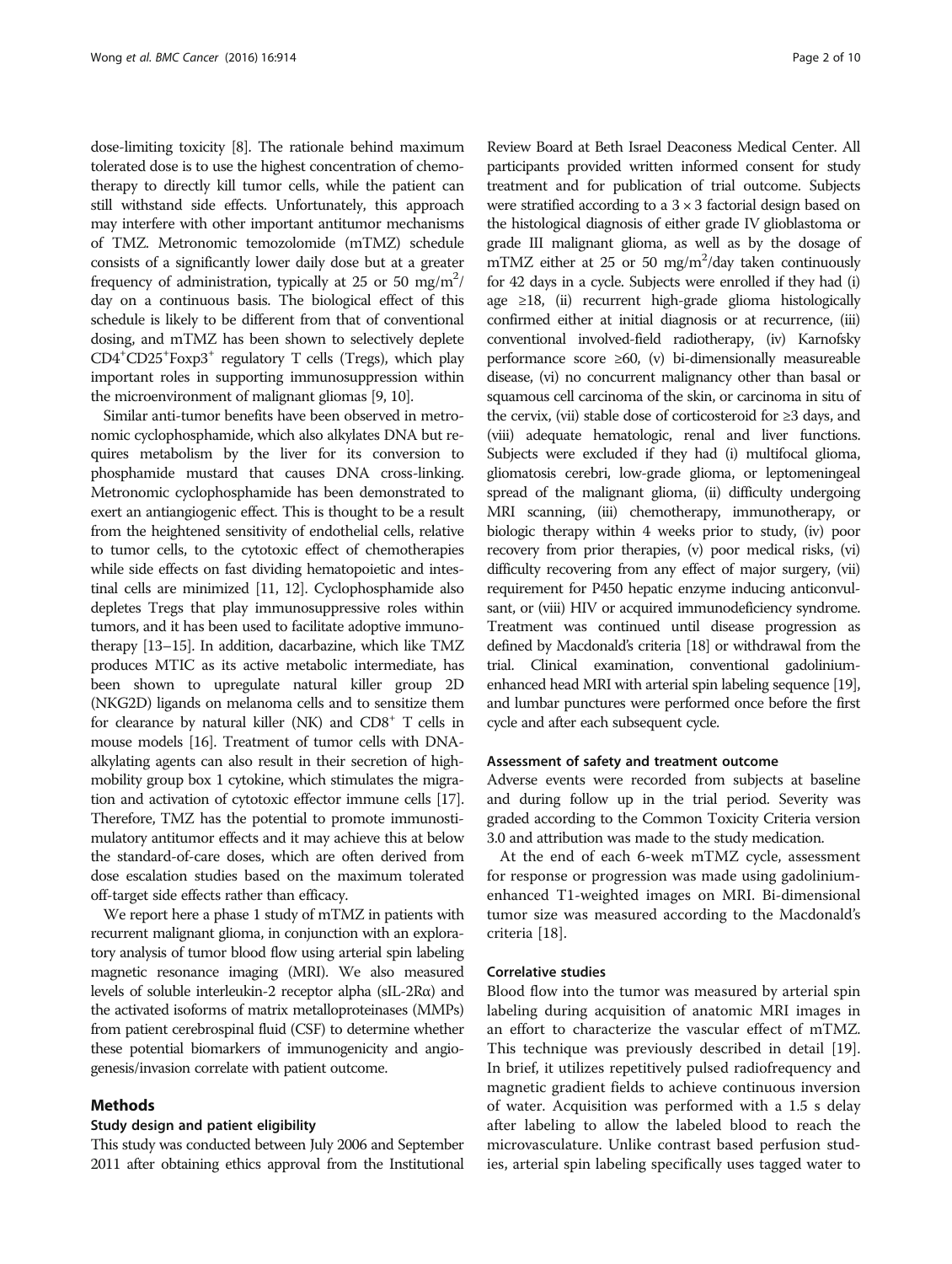dose-limiting toxicity [8]. The rationale behind maximum tolerated dose is to use the highest concentration of chemotherapy to directly kill tumor cells, while the patient can still withstand side effects. Unfortunately, this approach may interfere with other important antitumor mechanisms of TMZ. Metronomic temozolomide (mTMZ) schedule consists of a significantly lower daily dose but at a greater frequency of administration, typically at 25 or 50 mg/m$^2$/day on a continuous basis. The biological effect of this schedule is likely to be different from that of conventional dosing, and mTMZ has been shown to selectively deplete $CD4^+CD25^+Foxp3^+$ regulatory T cells (Tregs), which play important roles in supporting immunosuppression within the microenvironment of malignant gliomas [9, 10].

Similar anti-tumor benefits have been observed in metronomic cyclophosphamide, which also alkylates DNA but requires metabolism by the liver for its conversion to phosphamide mustard that causes DNA cross-linking. Metronomic cyclophosphamide has been demonstrated to exert an antiangiogenic effect. This is thought to be a result from the heightened sensitivity of endothelial cells, relative to tumor cells, to the cytotoxic effect of chemotherapies while side effects on fast dividing hematopoietic and intestinal cells are minimized [11, 12]. Cyclophosphamide also depletes Tregs that play immunosuppressive roles within tumors, and it has been used to facilitate adoptive immunotherapy [13–15]. In addition, dacarbazine, which like TMZ produces MTIC as its active metabolic intermediate, has been shown to upregulate natural killer group 2D (NKG2D) ligands on melanoma cells and to sensitize them for clearance by natural killer (NK) and $CD8^+$ T cells in mouse models [16]. Treatment of tumor cells with DNA-alkylating agents can also result in their secretion of high-mobility group box 1 cytokine, which stimulates the migration and activation of cytotoxic effector immune cells [17]. Therefore, TMZ has the potential to promote immunostimulatory antitumor effects and it may achieve this at below the standard-of-care doses, which are often derived from dose escalation studies based on the maximum tolerated off-target side effects rather than efficacy.

We report here a phase 1 study of mTMZ in patients with recurrent malignant glioma, in conjunction with an exploratory analysis of tumor blood flow using arterial spin labeling magnetic resonance imaging (MRI). We also measured levels of soluble interleukin-2 receptor alpha (sIL-2Rα) and the activated isoforms of matrix metalloproteinases (MMPs) from patient cerebrospinal fluid (CSF) to determine whether these potential biomarkers of immunogenicity and angiogenesis/invasion correlate with patient outcome.

## Methods

### Study design and patient eligibility

This study was conducted between July 2006 and September 2011 after obtaining ethics approval from the Institutional Review Board at Beth Israel Deaconess Medical Center. All participants provided written informed consent for study treatment and for publication of trial outcome. Subjects were stratified according to a 3 × 3 factorial design based on the histological diagnosis of either grade IV glioblastoma or grade III malignant glioma, as well as by the dosage of mTMZ either at 25 or 50 mg/m$^2$/day taken continuously for 42 days in a cycle. Subjects were enrolled if they had (i) age ≥18, (ii) recurrent high-grade glioma histologically confirmed either at initial diagnosis or at recurrence, (iii) conventional involved-field radiotherapy, (iv) Karnofsky performance score ≥60, (v) bi-dimensionally measureable disease, (vi) no concurrent malignancy other than basal or squamous cell carcinoma of the skin, or carcinoma in situ of the cervix, (vii) stable dose of corticosteroid for ≥3 days, and (viii) adequate hematologic, renal and liver functions. Subjects were excluded if they had (i) multifocal glioma, gliomatosis cerebri, low-grade glioma, or leptomeningeal spread of the malignant glioma, (ii) difficulty undergoing MRI scanning, (iii) chemotherapy, immunotherapy, or biologic therapy within 4 weeks prior to study, (iv) poor recovery from prior therapies, (v) poor medical risks, (vi) difficulty recovering from any effect of major surgery, (vii) requirement for P450 hepatic enzyme inducing anticonvulsant, or (viii) HIV or acquired immunodeficiency syndrome. Treatment was continued until disease progression as defined by Macdonald's criteria [18] or withdrawal from the trial. Clinical examination, conventional gadolinium-enhanced head MRI with arterial spin labeling sequence [19], and lumbar punctures were performed once before the first cycle and after each subsequent cycle.

### Assessment of safety and treatment outcome

Adverse events were recorded from subjects at baseline and during follow up in the trial period. Severity was graded according to the Common Toxicity Criteria version 3.0 and attribution was made to the study medication.

At the end of each 6-week mTMZ cycle, assessment for response or progression was made using gadolinium-enhanced T1-weighted images on MRI. Bi-dimensional tumor size was measured according to the Macdonald's criteria [18].

### Correlative studies

Blood flow into the tumor was measured by arterial spin labeling during acquisition of anatomic MRI images in an effort to characterize the vascular effect of mTMZ. This technique was previously described in detail [19]. In brief, it utilizes repetitively pulsed radiofrequency and magnetic gradient fields to achieve continuous inversion of water. Acquisition was performed with a 1.5 s delay after labeling to allow the labeled blood to reach the microvasculature. Unlike contrast based perfusion studies, arterial spin labeling specifically uses tagged water to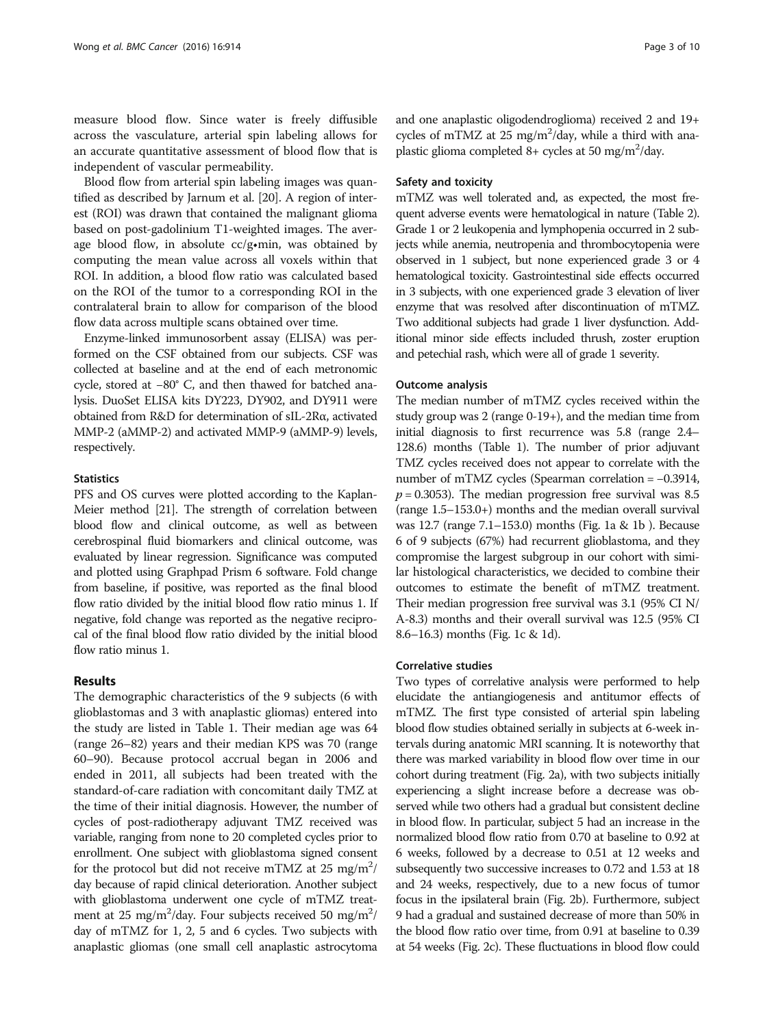measure blood flow. Since water is freely diffusible across the vasculature, arterial spin labeling allows for an accurate quantitative assessment of blood flow that is independent of vascular permeability.

Blood flow from arterial spin labeling images was quantified as described by Jarnum et al. [20]. A region of interest (ROI) was drawn that contained the malignant glioma based on post-gadolinium T1-weighted images. The average blood flow, in absolute cc/g•min, was obtained by computing the mean value across all voxels within that ROI. In addition, a blood flow ratio was calculated based on the ROI of the tumor to a corresponding ROI in the contralateral brain to allow for comparison of the blood flow data across multiple scans obtained over time.

Enzyme-linked immunosorbent assay (ELISA) was performed on the CSF obtained from our subjects. CSF was collected at baseline and at the end of each metronomic cycle, stored at −80° C, and then thawed for batched analysis. DuoSet ELISA kits DY223, DY902, and DY911 were obtained from R&D for determination of sIL-2Rα, activated MMP-2 (aMMP-2) and activated MMP-9 (aMMP-9) levels, respectively.

### Statistics

PFS and OS curves were plotted according to the Kaplan-Meier method [21]. The strength of correlation between blood flow and clinical outcome, as well as between cerebrospinal fluid biomarkers and clinical outcome, was evaluated by linear regression. Significance was computed and plotted using Graphpad Prism 6 software. Fold change from baseline, if positive, was reported as the final blood flow ratio divided by the initial blood flow ratio minus 1. If negative, fold change was reported as the negative reciprocal of the final blood flow ratio divided by the initial blood flow ratio minus 1.

## Results

The demographic characteristics of the 9 subjects (6 with glioblastomas and 3 with anaplastic gliomas) entered into the study are listed in Table 1. Their median age was 64 (range 26–82) years and their median KPS was 70 (range 60–90). Because protocol accrual began in 2006 and ended in 2011, all subjects had been treated with the standard-of-care radiation with concomitant daily TMZ at the time of their initial diagnosis. However, the number of cycles of post-radiotherapy adjuvant TMZ received was variable, ranging from none to 20 completed cycles prior to enrollment. One subject with glioblastoma signed consent for the protocol but did not receive mTMZ at 25 $mg/m^2$/day because of rapid clinical deterioration. Another subject with glioblastoma underwent one cycle of mTMZ treatment at 25 $mg/m^2$/day. Four subjects received 50 $mg/m^2$/day of mTMZ for 1, 2, 5 and 6 cycles. Two subjects with anaplastic gliomas (one small cell anaplastic astrocytoma and one anaplastic oligodendroglioma) received 2 and 19+ cycles of mTMZ at 25 $mg/m^2$/day, while a third with anaplastic glioma completed 8+ cycles at 50 $mg/m^2$/day.

### Safety and toxicity

mTMZ was well tolerated and, as expected, the most frequent adverse events were hematological in nature (Table 2). Grade 1 or 2 leukopenia and lymphopenia occurred in 2 subjects while anemia, neutropenia and thrombocytopenia were observed in 1 subject, but none experienced grade 3 or 4 hematological toxicity. Gastrointestinal side effects occurred in 3 subjects, with one experienced grade 3 elevation of liver enzyme that was resolved after discontinuation of mTMZ. Two additional subjects had grade 1 liver dysfunction. Additional minor side effects included thrush, zoster eruption and petechial rash, which were all of grade 1 severity.

### Outcome analysis

The median number of mTMZ cycles received within the study group was 2 (range 0-19+), and the median time from initial diagnosis to first recurrence was 5.8 (range 2.4–128.6) months (Table 1). The number of prior adjuvant TMZ cycles received does not appear to correlate with the number of mTMZ cycles (Spearman correlation = −0.3914, $p = 0.3053$). The median progression free survival was 8.5 (range 1.5–153.0+) months and the median overall survival was 12.7 (range 7.1–153.0) months (Fig. 1a & 1b ). Because 6 of 9 subjects (67%) had recurrent glioblastoma, and they compromise the largest subgroup in our cohort with similar histological characteristics, we decided to combine their outcomes to estimate the benefit of mTMZ treatment. Their median progression free survival was 3.1 (95% CI N/A-8.3) months and their overall survival was 12.5 (95% CI 8.6–16.3) months (Fig. 1c & 1d).

### Correlative studies

Two types of correlative analysis were performed to help elucidate the antiangiogenesis and antitumor effects of mTMZ. The first type consisted of arterial spin labeling blood flow studies obtained serially in subjects at 6-week intervals during anatomic MRI scanning. It is noteworthy that there was marked variability in blood flow over time in our cohort during treatment (Fig. 2a), with two subjects initially experiencing a slight increase before a decrease was observed while two others had a gradual but consistent decline in blood flow. In particular, subject 5 had an increase in the normalized blood flow ratio from 0.70 at baseline to 0.92 at 6 weeks, followed by a decrease to 0.51 at 12 weeks and subsequently two successive increases to 0.72 and 1.53 at 18 and 24 weeks, respectively, due to a new focus of tumor focus in the ipsilateral brain (Fig. 2b). Furthermore, subject 9 had a gradual and sustained decrease of more than 50% in the blood flow ratio over time, from 0.91 at baseline to 0.39 at 54 weeks (Fig. 2c). These fluctuations in blood flow could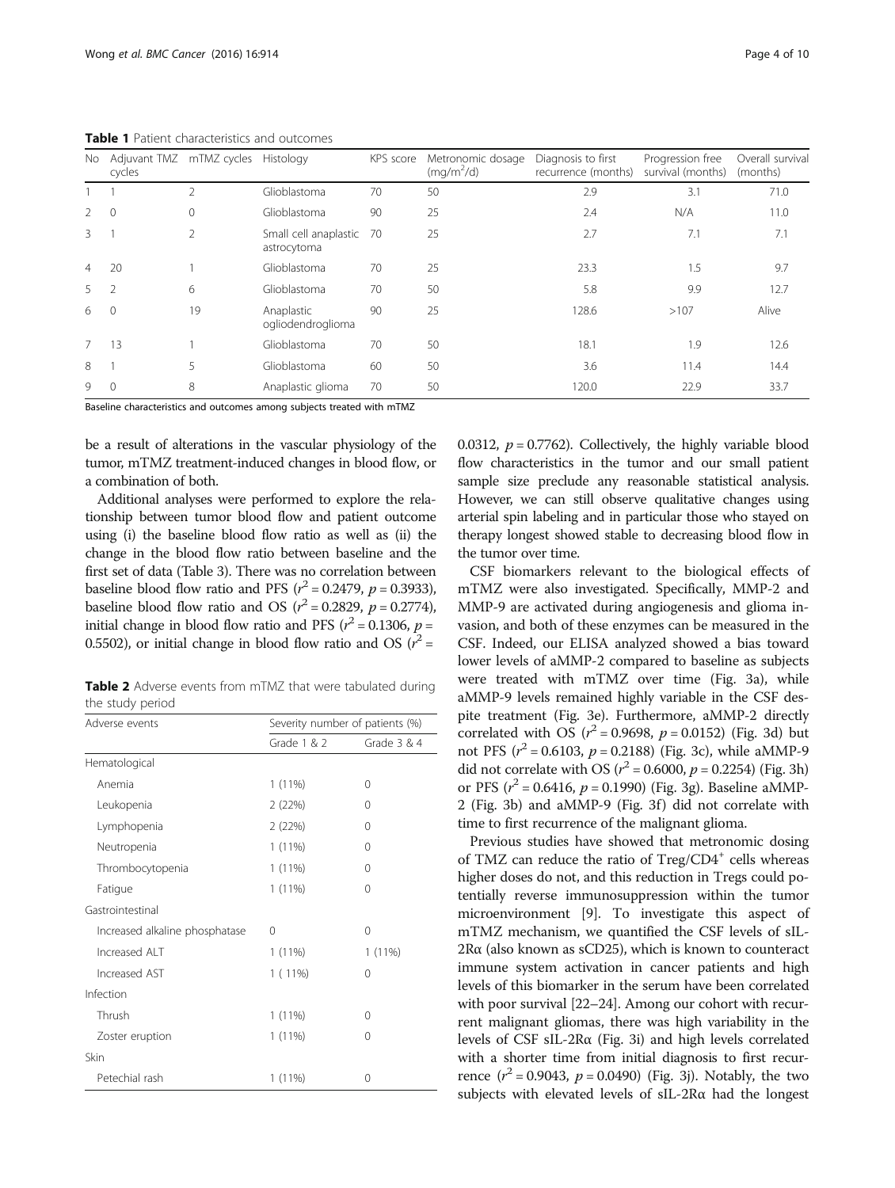**Table 1** Patient characteristics and outcomes

| No | Adjuvant TMZ cycles | mTMZ cycles | Histology | KPS score | Metronomic dosage (mg/m$^2$/d) | Diagnosis to first recurrence (months) | Progression free survival (months) | Overall survival (months) |
|---|---|---|---|---|---|---|---|---|
| 1 | 1 | 2 | Glioblastoma | 70 | 50 | 2.9 | 3.1 | 71.0 |
| 2 | 0 | 0 | Glioblastoma | 90 | 25 | 2.4 | N/A | 11.0 |
| 3 | 1 | 2 | Small cell anaplastic astrocytoma | 70 | 25 | 2.7 | 7.1 | 7.1 |
| 4 | 20 | 1 | Glioblastoma | 70 | 25 | 23.3 | 1.5 | 9.7 |
| 5 | 2 | 6 | Glioblastoma | 70 | 50 | 5.8 | 9.9 | 12.7 |
| 6 | 0 | 19 | Anaplastic ogliodendroglioma | 90 | 25 | 128.6 | >107 | Alive |
| 7 | 13 | 1 | Glioblastoma | 70 | 50 | 18.1 | 1.9 | 12.6 |
| 8 | 1 | 5 | Glioblastoma | 60 | 50 | 3.6 | 11.4 | 14.4 |
| 9 | 0 | 8 | Anaplastic glioma | 70 | 50 | 120.0 | 22.9 | 33.7 |

Baseline characteristics and outcomes among subjects treated with mTMZ

be a result of alterations in the vascular physiology of the tumor, mTMZ treatment-induced changes in blood flow, or a combination of both.

Additional analyses were performed to explore the relationship between tumor blood flow and patient outcome using (i) the baseline blood flow ratio as well as (ii) the change in the blood flow ratio between baseline and the first set of data (Table 3). There was no correlation between baseline blood flow ratio and PFS ($r^2 = 0.2479$, $p = 0.3933$), baseline blood flow ratio and OS ($r^2 = 0.2829$, $p = 0.2774$), initial change in blood flow ratio and PFS ($r^2 = 0.1306$, $p = 0.5502$), or initial change in blood flow ratio and OS ($r^2 = 0.0312$, $p = 0.7762$). Collectively, the highly variable blood flow characteristics in the tumor and our small patient sample size preclude any reasonable statistical analysis. However, we can still observe qualitative changes using arterial spin labeling and in particular those who stayed on therapy longest showed stable to decreasing blood flow in the tumor over time.

**Table 2** Adverse events from mTMZ that were tabulated during the study period

| Adverse events | Severity number of patients (%) | |
|---|---|---|
| | Grade 1 & 2 | Grade 3 & 4 |
| Hematological | | |
| Anemia | 1 (11%) | 0 |
| Leukopenia | 2 (22%) | 0 |
| Lymphopenia | 2 (22%) | 0 |
| Neutropenia | 1 (11%) | 0 |
| Thrombocytopenia | 1 (11%) | 0 |
| Fatigue | 1 (11%) | 0 |
| Gastrointestinal | | |
| Increased alkaline phosphatase | 0 | 0 |
| Increased ALT | 1 (11%) | 1 (11%) |
| Increased AST | 1 ( 11%) | 0 |
| Infection | | |
| Thrush | 1 (11%) | 0 |
| Zoster eruption | 1 (11%) | 0 |
| Skin | | |
| Petechial rash | 1 (11%) | 0 |

CSF biomarkers relevant to the biological effects of mTMZ were also investigated. Specifically, MMP-2 and MMP-9 are activated during angiogenesis and glioma invasion, and both of these enzymes can be measured in the CSF. Indeed, our ELISA analyzed showed a bias toward lower levels of aMMP-2 compared to baseline as subjects were treated with mTMZ over time (Fig. 3a), while aMMP-9 levels remained highly variable in the CSF despite treatment (Fig. 3e). Furthermore, aMMP-2 directly correlated with OS ($r^2 = 0.9698$, $p = 0.0152$) (Fig. 3d) but not PFS ($r^2 = 0.6103$, $p = 0.2188$) (Fig. 3c), while aMMP-9 did not correlate with OS ($r^2 = 0.6000$, $p = 0.2254$) (Fig. 3h) or PFS ($r^2 = 0.6416$, $p = 0.1990$) (Fig. 3g). Baseline aMMP-2 (Fig. 3b) and aMMP-9 (Fig. 3f) did not correlate with time to first recurrence of the malignant glioma.

Previous studies have showed that metronomic dosing of TMZ can reduce the ratio of Treg/CD4$^+$ cells whereas higher doses do not, and this reduction in Tregs could potentially reverse immunosuppression within the tumor microenvironment [9]. To investigate this aspect of mTMZ mechanism, we quantified the CSF levels of sIL-2Rα (also known as sCD25), which is known to counteract immune system activation in cancer patients and high levels of this biomarker in the serum have been correlated with poor survival [22–24]. Among our cohort with recurrent malignant gliomas, there was high variability in the levels of CSF sIL-2Rα (Fig. 3i) and high levels correlated with a shorter time from initial diagnosis to first recurrence ($r^2 = 0.9043$, $p = 0.0490$) (Fig. 3j). Notably, the two subjects with elevated levels of sIL-2Rα had the longest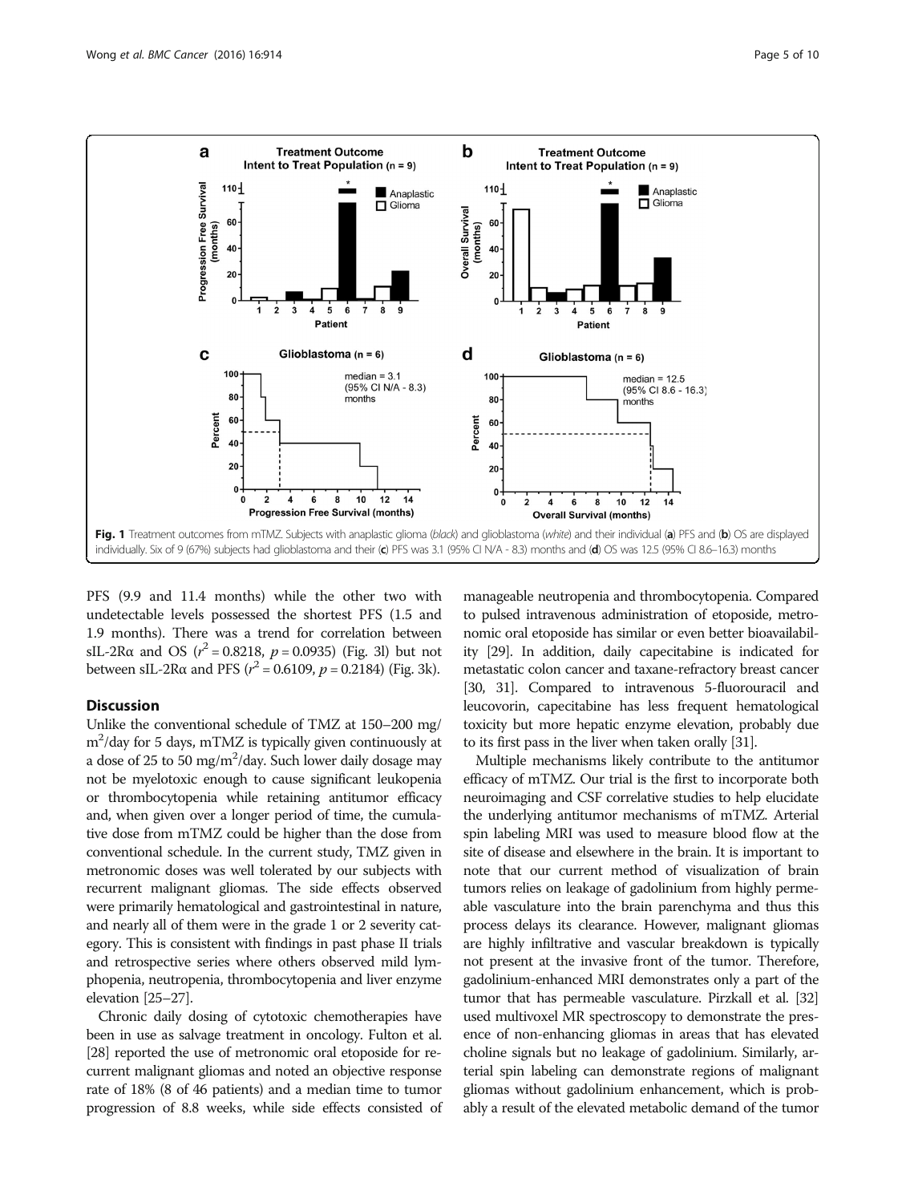Fig. 1 Treatment outcomes from mTMZ. Subjects with anaplastic glioma (*black*) and glioblastoma (*white*) and their individual (**a**) PFS and (**b**) OS are displayed individually. Six of 9 (67%) subjects had glioblastoma and their (**c**) PFS was 3.1 (95% CI N/A - 8.3) months and (**d**) OS was 12.5 (95% CI 8.6–16.3) months

PFS (9.9 and 11.4 months) while the other two with undetectable levels possessed the shortest PFS (1.5 and 1.9 months). There was a trend for correlation between sIL-2Rα and OS ($r^2 = 0.8218$, $p = 0.0935$) (Fig. 3l) but not between sIL-2Rα and PFS ($r^2 = 0.6109$, $p = 0.2184$) (Fig. 3k).

## Discussion

Unlike the conventional schedule of TMZ at 150–200 mg/m$^2$/day for 5 days, mTMZ is typically given continuously at a dose of 25 to 50 mg/m$^2$/day. Such lower daily dosage may not be myelotoxic enough to cause significant leukopenia or thrombocytopenia while retaining antitumor efficacy and, when given over a longer period of time, the cumulative dose from mTMZ could be higher than the dose from conventional schedule. In the current study, TMZ given in metronomic doses was well tolerated by our subjects with recurrent malignant gliomas. The side effects observed were primarily hematological and gastrointestinal in nature, and nearly all of them were in the grade 1 or 2 severity category. This is consistent with findings in past phase II trials and retrospective series where others observed mild lymphopenia, neutropenia, thrombocytopenia and liver enzyme elevation [25–27].

Chronic daily dosing of cytotoxic chemotherapies have been in use as salvage treatment in oncology. Fulton et al. [28] reported the use of metronomic oral etoposide for recurrent malignant gliomas and noted an objective response rate of 18% (8 of 46 patients) and a median time to tumor progression of 8.8 weeks, while side effects consisted of manageable neutropenia and thrombocytopenia. Compared to pulsed intravenous administration of etoposide, metronomic oral etoposide has similar or even better bioavailability [29]. In addition, daily capecitabine is indicated for metastatic colon cancer and taxane-refractory breast cancer [30, 31]. Compared to intravenous 5-fluorouracil and leucovorin, capecitabine has less frequent hematological toxicity but more hepatic enzyme elevation, probably due to its first pass in the liver when taken orally [31].

Multiple mechanisms likely contribute to the antitumor efficacy of mTMZ. Our trial is the first to incorporate both neuroimaging and CSF correlative studies to help elucidate the underlying antitumor mechanisms of mTMZ. Arterial spin labeling MRI was used to measure blood flow at the site of disease and elsewhere in the brain. It is important to note that our current method of visualization of brain tumors relies on leakage of gadolinium from highly permeable vasculature into the brain parenchyma and thus this process delays its clearance. However, malignant gliomas are highly infiltrative and vascular breakdown is typically not present at the invasive front of the tumor. Therefore, gadolinium-enhanced MRI demonstrates only a part of the tumor that has permeable vasculature. Pirzkall et al. [32] used multivoxel MR spectroscopy to demonstrate the presence of non-enhancing gliomas in areas that has elevated choline signals but no leakage of gadolinium. Similarly, arterial spin labeling can demonstrate regions of malignant gliomas without gadolinium enhancement, which is probably a result of the elevated metabolic demand of the tumor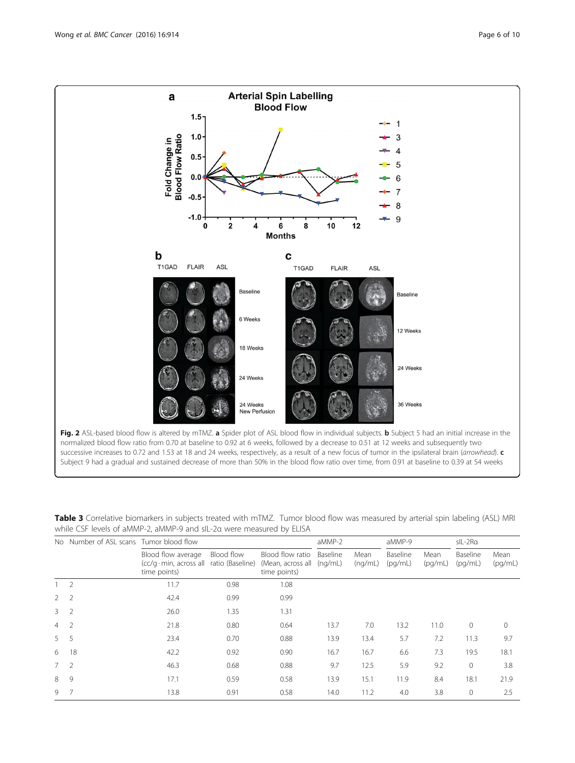**Fig. 2** ASL-based blood flow is altered by mTMZ. **a** Spider plot of ASL blood flow in individual subjects. **b** Subject 5 had an initial increase in the normalized blood flow ratio from 0.70 at baseline to 0.92 at 6 weeks, followed by a decrease to 0.51 at 12 weeks and subsequently two successive increases to 0.72 and 1.53 at 18 and 24 weeks, respectively, as a result of a new focus of tumor in the ipsilateral brain (*arrowhead*). **c** Subject 9 had a gradual and sustained decrease of more than 50% in the blood flow ratio over time, from 0.91 at baseline to 0.39 at 54 weeks

**Table 3** Correlative biomarkers in subjects treated with mTMZ. Tumor blood flow was measured by arterial spin labeling (ASL) MRI while CSF levels of aMMP-2, aMMP-9 and sIL-2α were measured by ELISA

| No | Number of ASL scans | Tumor blood flow | | | aMMP-2 | | aMMP-9 | | sIL-2Rα | |
|---|---|---|---|---|---|---|---|---|---|---|
| | | Blood flow average (cc/g · min, across all time points) | Blood flow ratio (Baseline) | Blood flow ratio (Mean, across all time points) | Baseline (ng/mL) | Mean (ng/mL) | Baseline (pg/mL) | Mean (pg/mL) | Baseline (pg/mL) | Mean (pg/mL) |
| 1 | 2 | 11.7 | 0.98 | 1.08 | | | | | | |
| 2 | 2 | 42.4 | 0.99 | 0.99 | | | | | | |
| 3 | 2 | 26.0 | 1.35 | 1.31 | | | | | | |
| 4 | 2 | 21.8 | 0.80 | 0.64 | 13.7 | 7.0 | 13.2 | 11.0 | 0 | 0 |
| 5 | 5 | 23.4 | 0.70 | 0.88 | 13.9 | 13.4 | 5.7 | 7.2 | 11.3 | 9.7 |
| 6 | 18 | 42.2 | 0.92 | 0.90 | 16.7 | 16.7 | 6.6 | 7.3 | 19.5 | 18.1 |
| 7 | 2 | 46.3 | 0.68 | 0.88 | 9.7 | 12.5 | 5.9 | 9.2 | 0 | 3.8 |
| 8 | 9 | 17.1 | 0.59 | 0.58 | 13.9 | 15.1 | 11.9 | 8.4 | 18.1 | 21.9 |
| 9 | 7 | 13.8 | 0.91 | 0.58 | 14.0 | 11.2 | 4.0 | 3.8 | 0 | 2.5 |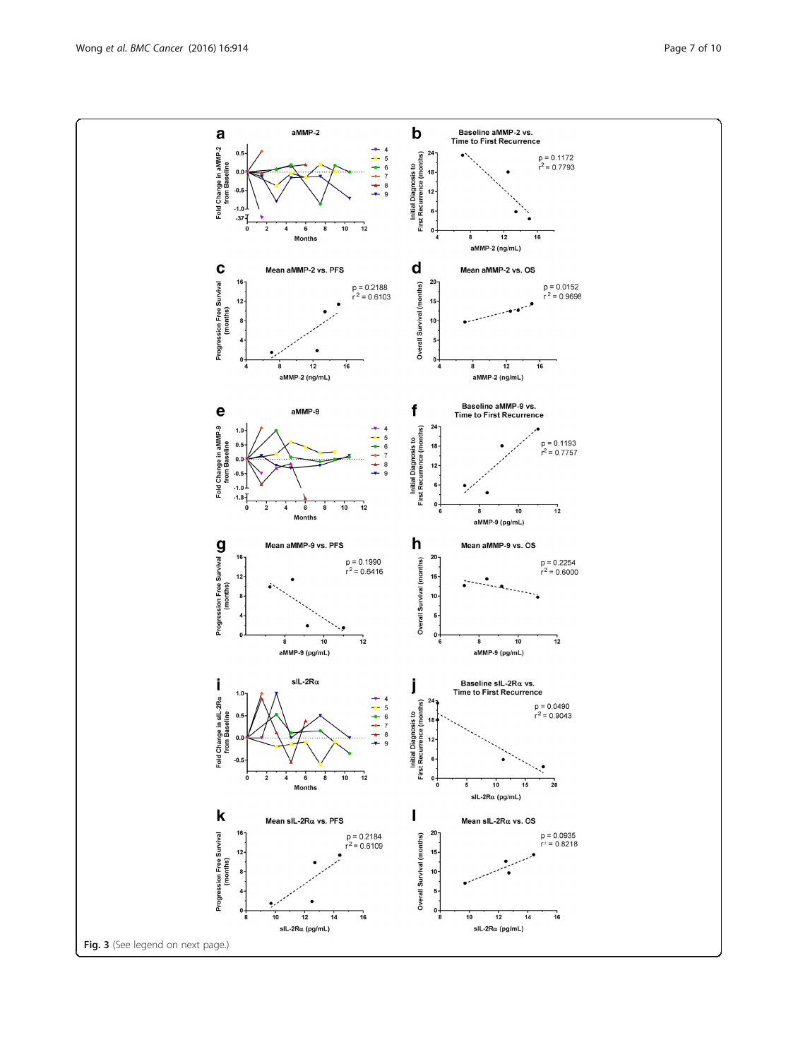**Fig. 3** (See legend on next page.)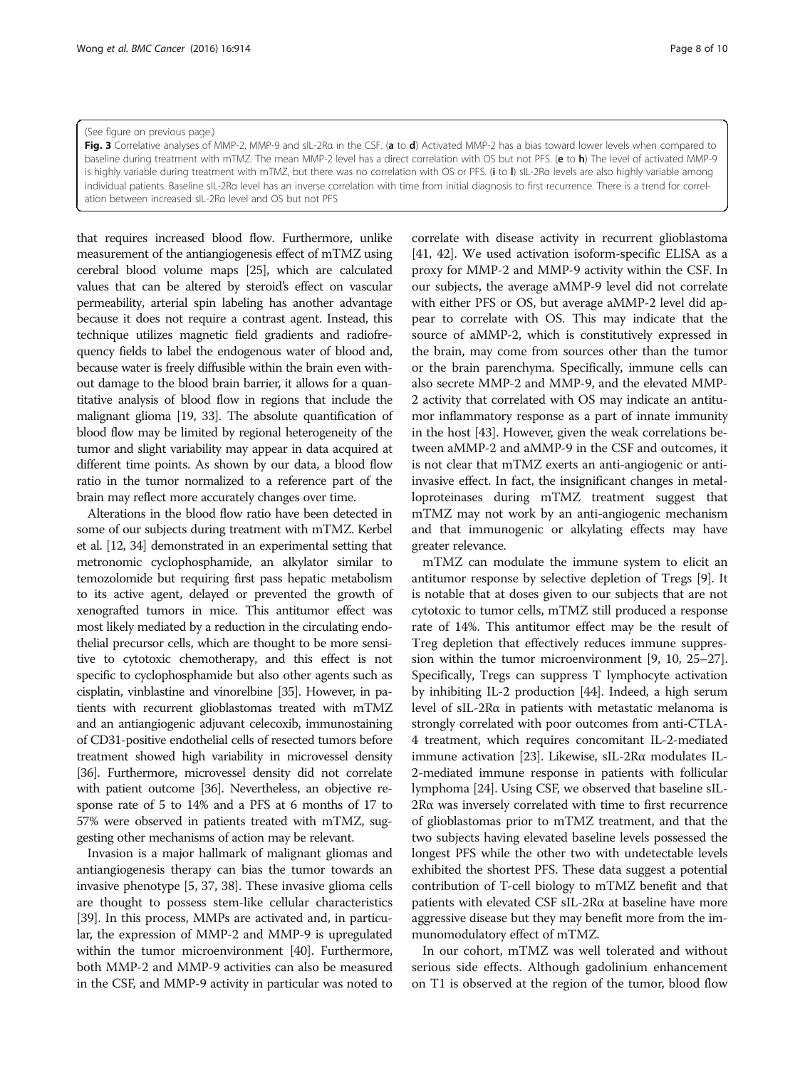(See figure on previous page.)

**Fig. 3** Correlative analyses of MMP-2, MMP-9 and sIL-2Rα in the CSF. (**a** to **d**) Activated MMP-2 has a bias toward lower levels when compared to baseline during treatment with mTMZ. The mean MMP-2 level has a direct correlation with OS but not PFS. (**e** to **h**) The level of activated MMP-9 is highly variable during treatment with mTMZ, but there was no correlation with OS or PFS. (**i** to **l**) sIL-2Rα levels are also highly variable among individual patients. Baseline sIL-2Rα level has an inverse correlation with time from initial diagnosis to first recurrence. There is a trend for correlation between increased sIL-2Rα level and OS but not PFS

that requires increased blood flow. Furthermore, unlike measurement of the antiangiogenesis effect of mTMZ using cerebral blood volume maps [25], which are calculated values that can be altered by steroid's effect on vascular permeability, arterial spin labeling has another advantage because it does not require a contrast agent. Instead, this technique utilizes magnetic field gradients and radiofrequency fields to label the endogenous water of blood and, because water is freely diffusible within the brain even without damage to the blood brain barrier, it allows for a quantitative analysis of blood flow in regions that include the malignant glioma [19, 33]. The absolute quantification of blood flow may be limited by regional heterogeneity of the tumor and slight variability may appear in data acquired at different time points. As shown by our data, a blood flow ratio in the tumor normalized to a reference part of the brain may reflect more accurately changes over time.

Alterations in the blood flow ratio have been detected in some of our subjects during treatment with mTMZ. Kerbel et al. [12, 34] demonstrated in an experimental setting that metronomic cyclophosphamide, an alkylator similar to temozolomide but requiring first pass hepatic metabolism to its active agent, delayed or prevented the growth of xenografted tumors in mice. This antitumor effect was most likely mediated by a reduction in the circulating endothelial precursor cells, which are thought to be more sensitive to cytotoxic chemotherapy, and this effect is not specific to cyclophosphamide but also other agents such as cisplatin, vinblastine and vinorelbine [35]. However, in patients with recurrent glioblastomas treated with mTMZ and an antiangiogenic adjuvant celecoxib, immunostaining of CD31-positive endothelial cells of resected tumors before treatment showed high variability in microvessel density [36]. Furthermore, microvessel density did not correlate with patient outcome [36]. Nevertheless, an objective response rate of 5 to 14% and a PFS at 6 months of 17 to 57% were observed in patients treated with mTMZ, suggesting other mechanisms of action may be relevant.

Invasion is a major hallmark of malignant gliomas and antiangiogenesis therapy can bias the tumor towards an invasive phenotype [5, 37, 38]. These invasive glioma cells are thought to possess stem-like cellular characteristics [39]. In this process, MMPs are activated and, in particular, the expression of MMP-2 and MMP-9 is upregulated within the tumor microenvironment [40]. Furthermore, both MMP-2 and MMP-9 activities can also be measured in the CSF, and MMP-9 activity in particular was noted to correlate with disease activity in recurrent glioblastoma [41, 42]. We used activation isoform-specific ELISA as a proxy for MMP-2 and MMP-9 activity within the CSF. In our subjects, the average aMMP-9 level did not correlate with either PFS or OS, but average aMMP-2 level did appear to correlate with OS. This may indicate that the source of aMMP-2, which is constitutively expressed in the brain, may come from sources other than the tumor or the brain parenchyma. Specifically, immune cells can also secrete MMP-2 and MMP-9, and the elevated MMP-2 activity that correlated with OS may indicate an antitumor inflammatory response as a part of innate immunity in the host [43]. However, given the weak correlations between aMMP-2 and aMMP-9 in the CSF and outcomes, it is not clear that mTMZ exerts an anti-angiogenic or anti-invasive effect. In fact, the insignificant changes in metalloproteinases during mTMZ treatment suggest that mTMZ may not work by an anti-angiogenic mechanism and that immunogenic or alkylating effects may have greater relevance.

mTMZ can modulate the immune system to elicit an antitumor response by selective depletion of Tregs [9]. It is notable that at doses given to our subjects that are not cytotoxic to tumor cells, mTMZ still produced a response rate of 14%. This antitumor effect may be the result of Treg depletion that effectively reduces immune suppression within the tumor microenvironment [9, 10, 25–27]. Specifically, Tregs can suppress T lymphocyte activation by inhibiting IL-2 production [44]. Indeed, a high serum level of sIL-2Rα in patients with metastatic melanoma is strongly correlated with poor outcomes from anti-CTLA-4 treatment, which requires concomitant IL-2-mediated immune activation [23]. Likewise, sIL-2Rα modulates IL-2-mediated immune response in patients with follicular lymphoma [24]. Using CSF, we observed that baseline sIL-2Rα was inversely correlated with time to first recurrence of glioblastomas prior to mTMZ treatment, and that the two subjects having elevated baseline levels possessed the longest PFS while the other two with undetectable levels exhibited the shortest PFS. These data suggest a potential contribution of T-cell biology to mTMZ benefit and that patients with elevated CSF sIL-2Rα at baseline have more aggressive disease but they may benefit more from the immunomodulatory effect of mTMZ.

In our cohort, mTMZ was well tolerated and without serious side effects. Although gadolinium enhancement on T1 is observed at the region of the tumor, blood flow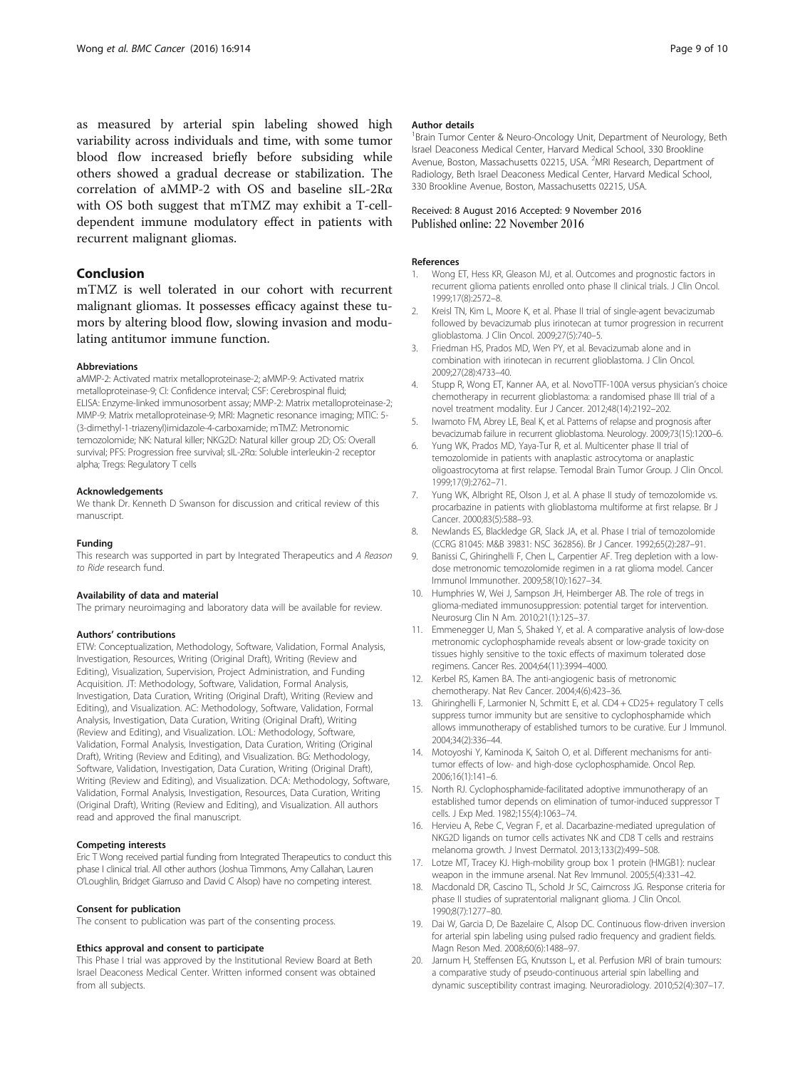as measured by arterial spin labeling showed high variability across individuals and time, with some tumor blood flow increased briefly before subsiding while others showed a gradual decrease or stabilization. The correlation of aMMP-2 with OS and baseline sIL-2Rα with OS both suggest that mTMZ may exhibit a T-cell-dependent immune modulatory effect in patients with recurrent malignant gliomas.

## Conclusion

mTMZ is well tolerated in our cohort with recurrent malignant gliomas. It possesses efficacy against these tumors by altering blood flow, slowing invasion and modulating antitumor immune function.

#### Abbreviations

aMMP-2: Activated matrix metalloproteinase-2; aMMP-9: Activated matrix metalloproteinase-9; CI: Confidence interval; CSF: Cerebrospinal fluid; ELISA: Enzyme-linked immunosorbent assay; MMP-2: Matrix metalloproteinase-2; MMP-9: Matrix metalloproteinase-9; MRI: Magnetic resonance imaging; MTIC: 5-(3-dimethyl-1-triazenyl)imidazole-4-carboxamide; mTMZ: Metronomic temozolomide; NK: Natural killer; NKG2D: Natural killer group 2D; OS: Overall survival; PFS: Progression free survival; sIL-2Rα: Soluble interleukin-2 receptor alpha; Tregs: Regulatory T cells

#### Acknowledgements

We thank Dr. Kenneth D Swanson for discussion and critical review of this manuscript.

#### Funding

This research was supported in part by Integrated Therapeutics and *A Reason to Ride* research fund.

#### Availability of data and material

The primary neuroimaging and laboratory data will be available for review.

#### Authors' contributions

ETW: Conceptualization, Methodology, Software, Validation, Formal Analysis, Investigation, Resources, Writing (Original Draft), Writing (Review and Editing), Visualization, Supervision, Project Administration, and Funding Acquisition. JT: Methodology, Software, Validation, Formal Analysis, Investigation, Data Curation, Writing (Original Draft), Writing (Review and Editing), and Visualization. AC: Methodology, Software, Validation, Formal Analysis, Investigation, Data Curation, Writing (Original Draft), Writing (Review and Editing), and Visualization. LOL: Methodology, Software, Validation, Formal Analysis, Investigation, Data Curation, Writing (Original Draft), Writing (Review and Editing), and Visualization. BG: Methodology, Software, Validation, Investigation, Data Curation, Writing (Original Draft), Writing (Review and Editing), and Visualization. DCA: Methodology, Software, Validation, Formal Analysis, Investigation, Resources, Data Curation, Writing (Original Draft), Writing (Review and Editing), and Visualization. All authors read and approved the final manuscript.

#### Competing interests

Eric T Wong received partial funding from Integrated Therapeutics to conduct this phase I clinical trial. All other authors (Joshua Timmons, Amy Callahan, Lauren O'Loughlin, Bridget Giarruso and David C Alsop) have no competing interest.

#### Consent for publication

The consent to publication was part of the consenting process.

#### Ethics approval and consent to participate

This Phase I trial was approved by the Institutional Review Board at Beth Israel Deaconess Medical Center. Written informed consent was obtained from all subjects.

#### Author details

[1]Brain Tumor Center & Neuro-Oncology Unit, Department of Neurology, Beth Israel Deaconess Medical Center, Harvard Medical School, 330 Brookline Avenue, Boston, Massachusetts 02215, USA. [2]MRI Research, Department of Radiology, Beth Israel Deaconess Medical Center, Harvard Medical School, 330 Brookline Avenue, Boston, Massachusetts 02215, USA.

Received: 8 August 2016 Accepted: 9 November 2016
Published online: 22 November 2016

#### References

1. Wong ET, Hess KR, Gleason MJ, et al. Outcomes and prognostic factors in recurrent glioma patients enrolled onto phase II clinical trials. J Clin Oncol. 1999;17(8):2572–8.
2. Kreisl TN, Kim L, Moore K, et al. Phase II trial of single-agent bevacizumab followed by bevacizumab plus irinotecan at tumor progression in recurrent glioblastoma. J Clin Oncol. 2009;27(5):740–5.
3. Friedman HS, Prados MD, Wen PY, et al. Bevacizumab alone and in combination with irinotecan in recurrent glioblastoma. J Clin Oncol. 2009;27(28):4733–40.
4. Stupp R, Wong ET, Kanner AA, et al. NovoTTF-100A versus physician's choice chemotherapy in recurrent glioblastoma: a randomised phase III trial of a novel treatment modality. Eur J Cancer. 2012;48(14):2192–202.
5. Iwamoto FM, Abrey LE, Beal K, et al. Patterns of relapse and prognosis after bevacizumab failure in recurrent glioblastoma. Neurology. 2009;73(15):1200–6.
6. Yung WK, Prados MD, Yaya-Tur R, et al. Multicenter phase II trial of temozolomide in patients with anaplastic astrocytoma or anaplastic oligoastrocytoma at first relapse. Temodal Brain Tumor Group. J Clin Oncol. 1999;17(9):2762–71.
7. Yung WK, Albright RE, Olson J, et al. A phase II study of temozolomide vs. procarbazine in patients with glioblastoma multiforme at first relapse. Br J Cancer. 2000;83(5):588–93.
8. Newlands ES, Blackledge GR, Slack JA, et al. Phase I trial of temozolomide (CCRG 81045: M&B 39831: NSC 362856). Br J Cancer. 1992;65(2):287–91.
9. Banissi C, Ghiringhelli F, Chen L, Carpentier AF. Treg depletion with a low-dose metronomic temozolomide regimen in a rat glioma model. Cancer Immunol Immunother. 2009;58(10):1627–34.
10. Humphries W, Wei J, Sampson JH, Heimberger AB. The role of tregs in glioma-mediated immunosuppression: potential target for intervention. Neurosurg Clin N Am. 2010;21(1):125–37.
11. Emmenegger U, Man S, Shaked Y, et al. A comparative analysis of low-dose metronomic cyclophosphamide reveals absent or low-grade toxicity on tissues highly sensitive to the toxic effects of maximum tolerated dose regimens. Cancer Res. 2004;64(11):3994–4000.
12. Kerbel RS, Kamen BA. The anti-angiogenic basis of metronomic chemotherapy. Nat Rev Cancer. 2004;4(6):423–36.
13. Ghiringhelli F, Larmonier N, Schmitt E, et al. CD4 + CD25+ regulatory T cells suppress tumor immunity but are sensitive to cyclophosphamide which allows immunotherapy of established tumors to be curative. Eur J Immunol. 2004;34(2):336–44.
14. Motoyoshi Y, Kaminoda K, Saitoh O, et al. Different mechanisms for anti-tumor effects of low- and high-dose cyclophosphamide. Oncol Rep. 2006;16(1):141–6.
15. North RJ. Cyclophosphamide-facilitated adoptive immunotherapy of an established tumor depends on elimination of tumor-induced suppressor T cells. J Exp Med. 1982;155(4):1063–74.
16. Hervieu A, Rebe C, Vegran F, et al. Dacarbazine-mediated upregulation of NKG2D ligands on tumor cells activates NK and CD8 T cells and restrains melanoma growth. J Invest Dermatol. 2013;133(2):499–508.
17. Lotze MT, Tracey KJ. High-mobility group box 1 protein (HMGB1): nuclear weapon in the immune arsenal. Nat Rev Immunol. 2005;5(4):331–42.
18. Macdonald DR, Cascino TL, Schold Jr SC, Cairncross JG. Response criteria for phase II studies of supratentorial malignant glioma. J Clin Oncol. 1990;8(7):1277–80.
19. Dai W, Garcia D, De Bazelaire C, Alsop DC. Continuous flow-driven inversion for arterial spin labeling using pulsed radio frequency and gradient fields. Magn Reson Med. 2008;60(6):1488–97.
20. Järnum H, Steffensen EG, Knutsson L, et al. Perfusion MRI of brain tumours: a comparative study of pseudo-continuous arterial spin labelling and dynamic susceptibility contrast imaging. Neuroradiology. 2010;52(4):307–17.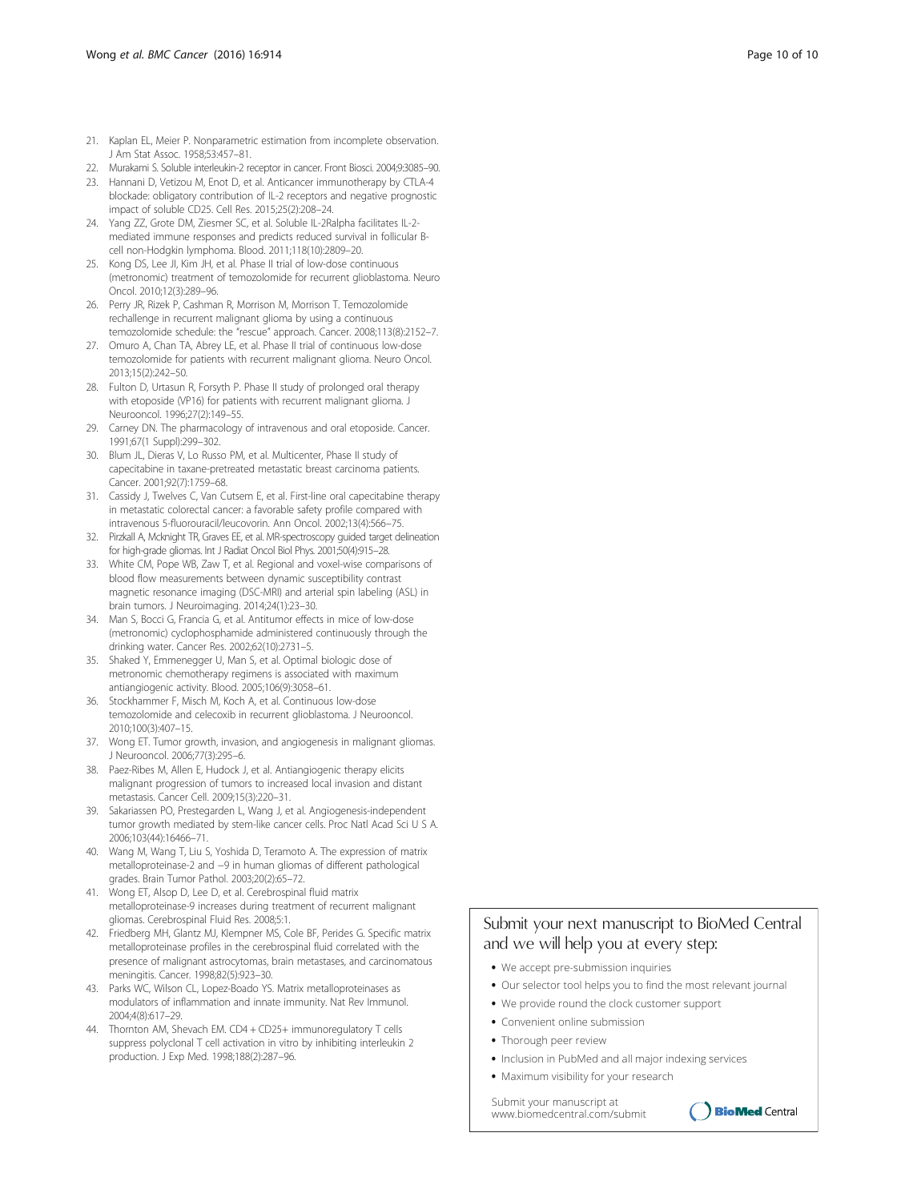21. Kaplan EL, Meier P. Nonparametric estimation from incomplete observation. J Am Stat Assoc. 1958;53:457–81.
22. Murakami S. Soluble interleukin-2 receptor in cancer. Front Biosci. 2004;9:3085–90.
23. Hannani D, Vetizou M, Enot D, et al. Anticancer immunotherapy by CTLA-4 blockade: obligatory contribution of IL-2 receptors and negative prognostic impact of soluble CD25. Cell Res. 2015;25(2):208–24.
24. Yang ZZ, Grote DM, Ziesmer SC, et al. Soluble IL-2Ralpha facilitates IL-2-mediated immune responses and predicts reduced survival in follicular B-cell non-Hodgkin lymphoma. Blood. 2011;118(10):2809–20.
25. Kong DS, Lee JI, Kim JH, et al. Phase II trial of low-dose continuous (metronomic) treatment of temozolomide for recurrent glioblastoma. Neuro Oncol. 2010;12(3):289–96.
26. Perry JR, Rizek P, Cashman R, Morrison M, Morrison T. Temozolomide rechallenge in recurrent malignant glioma by using a continuous temozolomide schedule: the "rescue" approach. Cancer. 2008;113(8):2152–7.
27. Omuro A, Chan TA, Abrey LE, et al. Phase II trial of continuous low-dose temozolomide for patients with recurrent malignant glioma. Neuro Oncol. 2013;15(2):242–50.
28. Fulton D, Urtasun R, Forsyth P. Phase II study of prolonged oral therapy with etoposide (VP16) for patients with recurrent malignant glioma. J Neurooncol. 1996;27(2):149–55.
29. Carney DN. The pharmacology of intravenous and oral etoposide. Cancer. 1991;67(1 Suppl):299–302.
30. Blum JL, Dieras V, Lo Russo PM, et al. Multicenter, Phase II study of capecitabine in taxane-pretreated metastatic breast carcinoma patients. Cancer. 2001;92(7):1759–68.
31. Cassidy J, Twelves C, Van Cutsem E, et al. First-line oral capecitabine therapy in metastatic colorectal cancer: a favorable safety profile compared with intravenous 5-fluorouracil/leucovorin. Ann Oncol. 2002;13(4):566–75.
32. Pirzkall A, Mcknight TR, Graves EE, et al. MR-spectroscopy guided target delineation for high-grade gliomas. Int J Radiat Oncol Biol Phys. 2001;50(4):915–28.
33. White CM, Pope WB, Zaw T, et al. Regional and voxel-wise comparisons of blood flow measurements between dynamic susceptibility contrast magnetic resonance imaging (DSC-MRI) and arterial spin labeling (ASL) in brain tumors. J Neuroimaging. 2014;24(1):23–30.
34. Man S, Bocci G, Francia G, et al. Antitumor effects in mice of low-dose (metronomic) cyclophosphamide administered continuously through the drinking water. Cancer Res. 2002;62(10):2731–5.
35. Shaked Y, Emmenegger U, Man S, et al. Optimal biologic dose of metronomic chemotherapy regimens is associated with maximum antiangiogenic activity. Blood. 2005;106(9):3058–61.
36. Stockhammer F, Misch M, Koch A, et al. Continuous low-dose temozolomide and celecoxib in recurrent glioblastoma. J Neurooncol. 2010;100(3):407–15.
37. Wong ET. Tumor growth, invasion, and angiogenesis in malignant gliomas. J Neurooncol. 2006;77(3):295–6.
38. Paez-Ribes M, Allen E, Hudock J, et al. Antiangiogenic therapy elicits malignant progression of tumors to increased local invasion and distant metastasis. Cancer Cell. 2009;15(3):220–31.
39. Sakariassen PO, Prestegarden L, Wang J, et al. Angiogenesis-independent tumor growth mediated by stem-like cancer cells. Proc Natl Acad Sci U S A. 2006;103(44):16466–71.
40. Wang M, Wang T, Liu S, Yoshida D, Teramoto A. The expression of matrix metalloproteinase-2 and −9 in human gliomas of different pathological grades. Brain Tumor Pathol. 2003;20(2):65–72.
41. Wong ET, Alsop D, Lee D, et al. Cerebrospinal fluid matrix metalloproteinase-9 increases during treatment of recurrent malignant gliomas. Cerebrospinal Fluid Res. 2008;5:1.
42. Friedberg MH, Glantz MJ, Klempner MS, Cole BF, Perides G. Specific matrix metalloproteinase profiles in the cerebrospinal fluid correlated with the presence of malignant astrocytomas, brain metastases, and carcinomatous meningitis. Cancer. 1998;82(5):923–30.
43. Parks WC, Wilson CL, Lopez-Boado YS. Matrix metalloproteinases as modulators of inflammation and innate immunity. Nat Rev Immunol. 2004;4(8):617–29.
44. Thornton AM, Shevach EM. CD4 + CD25+ immunoregulatory T cells suppress polyclonal T cell activation in vitro by inhibiting interleukin 2 production. J Exp Med. 1998;188(2):287–96.

Submit your next manuscript to BioMed Central and we will help you at every step:

- We accept pre-submission inquiries
- Our selector tool helps you to find the most relevant journal
- We provide round the clock customer support
- Convenient online submission
- Thorough peer review
- Inclusion in PubMed and all major indexing services
- Maximum visibility for your research

Submit your manuscript at
www.biomedcentral.com/submit

BioMed Central